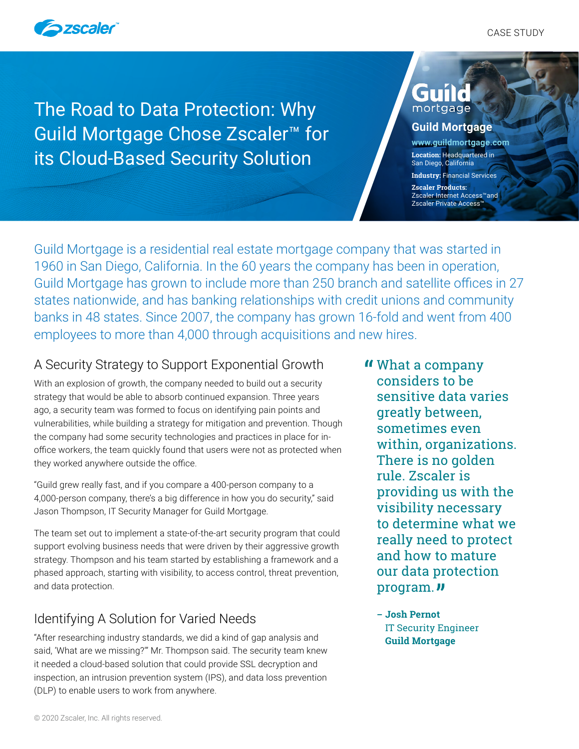CASE STUDY

# The Road to Data Protection: Why Guild Mortgage Chose Zscaler™ for its Cloud-Based Security Solution

**Guild Mortgage**

**www.guildmortgage.com**

**Location:** Headquartered in San Diego, California

**Industry:** Financial Services

**Zscaler Products:** Zscaler Internet Access™ and Zscaler Private Access™

Guild Mortgage is a residential real estate mortgage company that was started in 1960 in San Diego, California. In the 60 years the company has been in operation, Guild Mortgage has grown to include more than 250 branch and satellite offices in 27 states nationwide, and has banking relationships with credit unions and community banks in 48 states. Since 2007, the company has grown 16-fold and went from 400 employees to more than 4,000 through acquisitions and new hires.

## A Security Strategy to Support Exponential Growth

With an explosion of growth, the company needed to build out a security strategy that would be able to absorb continued expansion. Three years ago, a security team was formed to focus on identifying pain points and vulnerabilities, while building a strategy for mitigation and prevention. Though the company had some security technologies and practices in place for in-office workers, the team quickly found that users were not as protected when they worked anywhere outside the office.

"Guild grew really fast, and if you compare a 400-person company to a 4,000-person company, there's a big difference in how you do security," said Jason Thompson, IT Security Manager for Guild Mortgage.

The team set out to implement a state-of-the-art security program that could support evolving business needs that were driven by their aggressive growth strategy. Thompson and his team started by establishing a framework and a phased approach, starting with visibility, to access control, threat prevention, and data protection.

> "What a company considers to be sensitive data varies greatly between, sometimes even within, organizations. There is no golden rule. Zscaler is providing us with the visibility necessary to determine what we really need to protect and how to mature our data protection program."
>
> **– Josh Pernot**
> IT Security Engineer
> **Guild Mortgage**

## Identifying A Solution for Varied Needs

"After researching industry standards, we did a kind of gap analysis and said, 'What are we missing?'" Mr. Thompson said. The security team knew it needed a cloud-based solution that could provide SSL decryption and inspection, an intrusion prevention system (IPS), and data loss prevention (DLP) to enable users to work from anywhere.

© 2020 Zscaler, Inc. All rights reserved.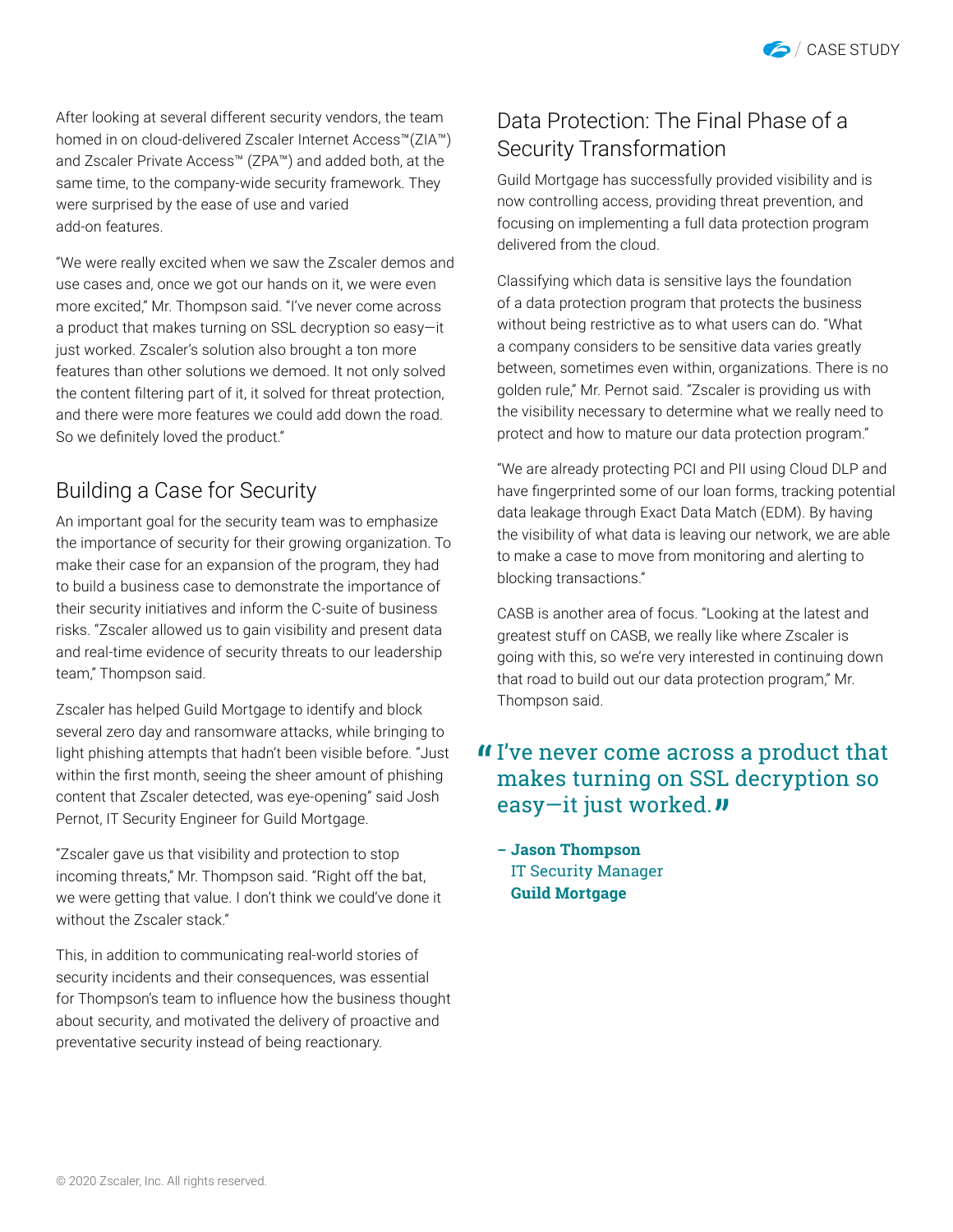After looking at several different security vendors, the team homed in on cloud-delivered Zscaler Internet Access™(ZIA™) and Zscaler Private Access™ (ZPA™) and added both, at the same time, to the company-wide security framework. They were surprised by the ease of use and varied add-on features.

"We were really excited when we saw the Zscaler demos and use cases and, once we got our hands on it, we were even more excited," Mr. Thompson said. "I've never come across a product that makes turning on SSL decryption so easy—it just worked. Zscaler's solution also brought a ton more features than other solutions we demoed. It not only solved the content filtering part of it, it solved for threat protection, and there were more features we could add down the road. So we definitely loved the product."

## Building a Case for Security

An important goal for the security team was to emphasize the importance of security for their growing organization. To make their case for an expansion of the program, they had to build a business case to demonstrate the importance of their security initiatives and inform the C-suite of business risks. "Zscaler allowed us to gain visibility and present data and real-time evidence of security threats to our leadership team," Thompson said.

Zscaler has helped Guild Mortgage to identify and block several zero day and ransomware attacks, while bringing to light phishing attempts that hadn't been visible before. "Just within the first month, seeing the sheer amount of phishing content that Zscaler detected, was eye-opening" said Josh Pernot, IT Security Engineer for Guild Mortgage.

"Zscaler gave us that visibility and protection to stop incoming threats," Mr. Thompson said. "Right off the bat, we were getting that value. I don't think we could've done it without the Zscaler stack."

This, in addition to communicating real-world stories of security incidents and their consequences, was essential for Thompson's team to influence how the business thought about security, and motivated the delivery of proactive and preventative security instead of being reactionary.

## Data Protection: The Final Phase of a Security Transformation

Guild Mortgage has successfully provided visibility and is now controlling access, providing threat prevention, and focusing on implementing a full data protection program delivered from the cloud.

Classifying which data is sensitive lays the foundation of a data protection program that protects the business without being restrictive as to what users can do. "What a company considers to be sensitive data varies greatly between, sometimes even within, organizations. There is no golden rule," Mr. Pernot said. "Zscaler is providing us with the visibility necessary to determine what we really need to protect and how to mature our data protection program."

"We are already protecting PCI and PII using Cloud DLP and have fingerprinted some of our loan forms, tracking potential data leakage through Exact Data Match (EDM). By having the visibility of what data is leaving our network, we are able to make a case to move from monitoring and alerting to blocking transactions."

CASB is another area of focus. "Looking at the latest and greatest stuff on CASB, we really like where Zscaler is going with this, so we're very interested in continuing down that road to build out our data protection program," Mr. Thompson said.

> "I've never come across a product that makes turning on SSL decryption so easy—it just worked."
>
> **– Jason Thompson**
> IT Security Manager
> **Guild Mortgage**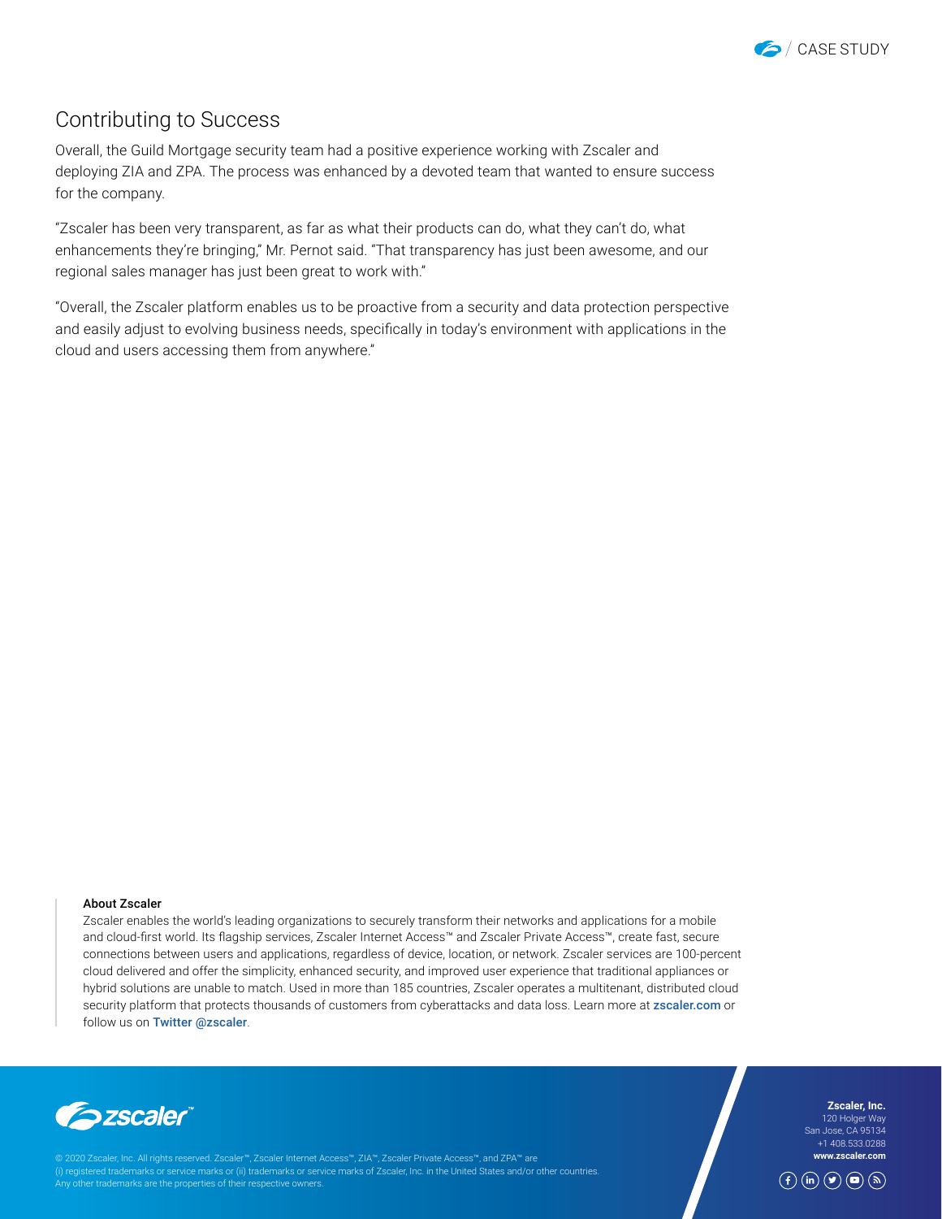## Contributing to Success

Overall, the Guild Mortgage security team had a positive experience working with Zscaler and deploying ZIA and ZPA. The process was enhanced by a devoted team that wanted to ensure success for the company.

"Zscaler has been very transparent, as far as what their products can do, what they can't do, what enhancements they're bringing," Mr. Pernot said. "That transparency has just been awesome, and our regional sales manager has just been great to work with."

"Overall, the Zscaler platform enables us to be proactive from a security and data protection perspective and easily adjust to evolving business needs, specifically in today's environment with applications in the cloud and users accessing them from anywhere."

**About Zscaler**

Zscaler enables the world's leading organizations to securely transform their networks and applications for a mobile and cloud-first world. Its flagship services, Zscaler Internet Access™ and Zscaler Private Access™, create fast, secure connections between users and applications, regardless of device, location, or network. Zscaler services are 100-percent cloud delivered and offer the simplicity, enhanced security, and improved user experience that traditional appliances or hybrid solutions are unable to match. Used in more than 185 countries, Zscaler operates a multitenant, distributed cloud security platform that protects thousands of customers from cyberattacks and data loss. Learn more at **zscaler.com** or follow us on **Twitter @zscaler**.

© 2020 Zscaler, Inc. All rights reserved. Zscaler™, Zscaler Internet Access™, ZIA™, Zscaler Private Access™, and ZPA™ are (i) registered trademarks or service marks or (ii) trademarks or service marks of Zscaler, Inc. in the United States and/or other countries. Any other trademarks are the properties of their respective owners.

**Zscaler, Inc.**
120 Holger Way
San Jose, CA 95134
+1 408.533.0288
**www.zscaler.com**